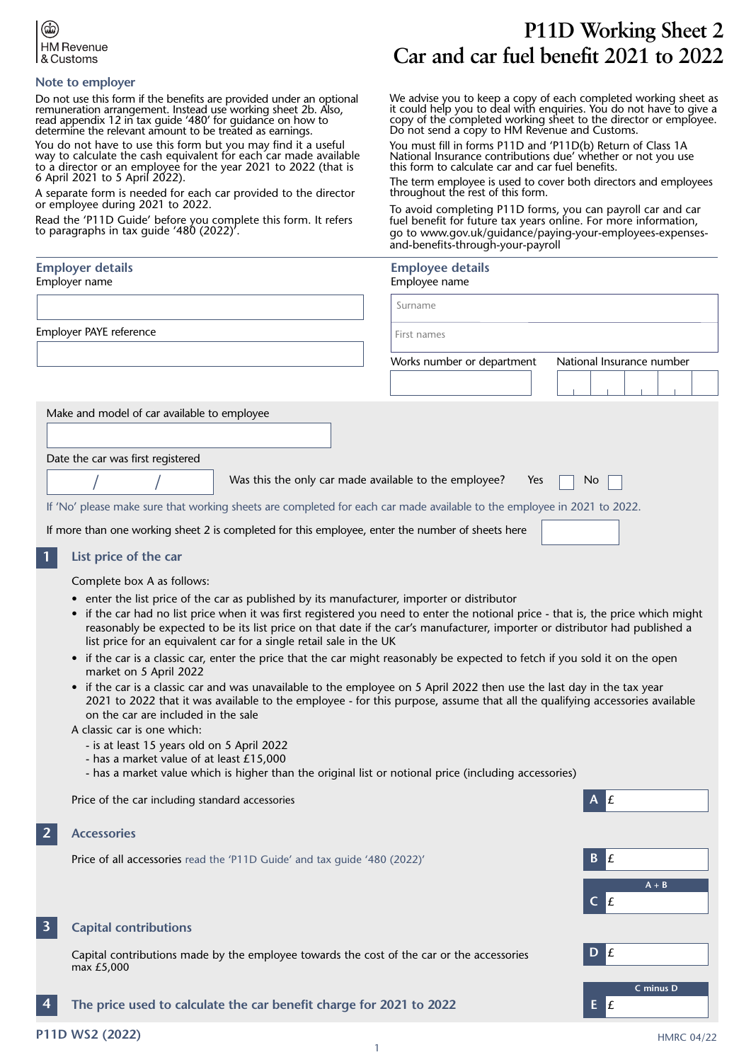HM Revenue & Customs

# P11D Working Sheet 2
# Car and car fuel benefit 2021 to 2022

## Note to employer

Do not use this form if the benefits are provided under an optional remuneration arrangement. Instead use working sheet 2b. Also, read appendix 12 in tax guide '480' for guidance on how to determine the relevant amount to be treated as earnings.

You do not have to use this form but you may find it a useful way to calculate the cash equivalent for each car made available to a director or an employee for the year 2021 to 2022 (that is 6 April 2021 to 5 April 2022).

A separate form is needed for each car provided to the director or employee during 2021 to 2022.

Read the 'P11D Guide' before you complete this form. It refers to paragraphs in tax guide '480 (2022)'.

We advise you to keep a copy of each completed working sheet as it could help you to deal with enquiries. You do not have to give a copy of the completed working sheet to the director or employee. Do not send a copy to HM Revenue and Customs.

You must fill in forms P11D and 'P11D(b) Return of Class 1A National Insurance contributions due' whether or not you use this form to calculate car and car fuel benefits.

The term employee is used to cover both directors and employees throughout the rest of this form.

To avoid completing P11D forms, you can payroll car and car fuel benefit for future tax years online. For more information, go to www.gov.uk/guidance/paying-your-employees-expenses-and-benefits-through-your-payroll

## Employer details

Employer name

Employer PAYE reference

## Employee details

Employee name

Surname

First names

Works number or department

National Insurance number

Make and model of car available to employee

Date the car was first registered &nbsp; / &nbsp; /

Was this the only car made available to the employee? Yes ☐ No ☐

If 'No' please make sure that working sheets are completed for each car made available to the employee in 2021 to 2022.

If more than one working sheet 2 is completed for this employee, enter the number of sheets here

## 1 List price of the car

Complete box A as follows:

- enter the list price of the car as published by its manufacturer, importer or distributor
- if the car had no list price when it was first registered you need to enter the notional price - that is, the price which might reasonably be expected to be its list price on that date if the car's manufacturer, importer or distributor had published a list price for an equivalent car for a single retail sale in the UK
- if the car is a classic car, enter the price that the car might reasonably be expected to fetch if you sold it on the open market on 5 April 2022
- if the car is a classic car and was unavailable to the employee on 5 April 2022 then use the last day in the tax year 2021 to 2022 that it was available to the employee - for this purpose, assume that all the qualifying accessories available on the car are included in the sale

A classic car is one which:

- is at least 15 years old on 5 April 2022
- has a market value of at least £15,000
- has a market value which is higher than the original list or notional price (including accessories)

Price of the car including standard accessories **A** £

## 2 Accessories

Price of all accessories read the 'P11D Guide' and tax guide '480 (2022)' **B** £

A + B **C** £

## 3 Capital contributions

Capital contributions made by the employee towards the cost of the car or the accessories max £5,000 **D** £

## 4 The price used to calculate the car benefit charge for 2021 to 2022

C minus D **E** £

P11D WS2 (2022) HMRC 04/22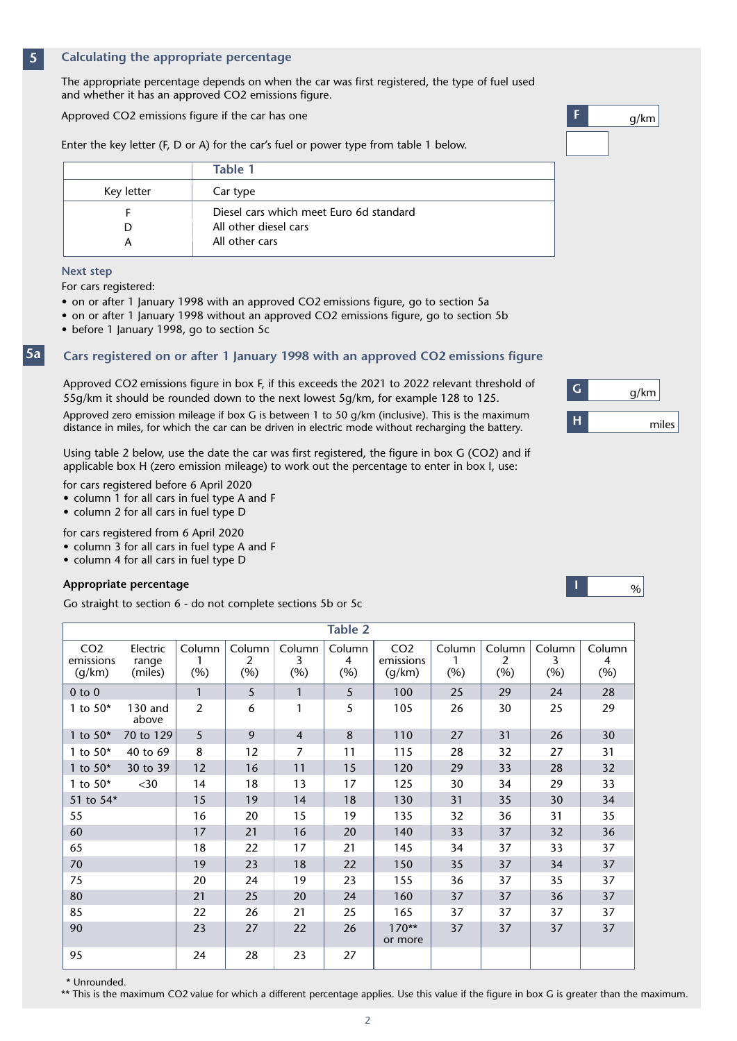## 5 Calculating the appropriate percentage

The appropriate percentage depends on when the car was first registered, the type of fuel used and whether it has an approved $CO_2$ emissions figure.

Approved $CO_2$ emissions figure if the car has one

**F** g/km

Enter the key letter (F, D or A) for the car's fuel or power type from table 1 below.

| Table 1 | |
|---|---|
| Key letter | Car type |
| F | Diesel cars which meet Euro 6d standard |
| D | All other diesel cars |
| A | All other cars |

**Next step**

For cars registered:

- on or after 1 January 1998 with an approved $CO_2$ emissions figure, go to section 5a
- on or after 1 January 1998 without an approved $CO_2$ emissions figure, go to section 5b
- before 1 January 1998, go to section 5c

## 5a Cars registered on or after 1 January 1998 with an approved $CO_2$ emissions figure

Approved $CO_2$ emissions figure in box F, if this exceeds the 2021 to 2022 relevant threshold of 55g/km it should be rounded down to the next lowest 5g/km, for example 128 to 125.

**G** g/km

Approved zero emission mileage if box G is between 1 to 50 g/km (inclusive). This is the maximum distance in miles, for which the car can be driven in electric mode without recharging the battery.

**H** miles

Using table 2 below, use the date the car was first registered, the figure in box G ($CO_2$) and if applicable box H (zero emission mileage) to work out the percentage to enter in box I, use:

for cars registered before 6 April 2020

- column 1 for all cars in fuel type A and F
- column 2 for all cars in fuel type D

for cars registered from 6 April 2020

- column 3 for all cars in fuel type A and F
- column 4 for all cars in fuel type D

**Appropriate percentage**

**I** %

Go straight to section 6 - do not complete sections 5b or 5c

| $CO_2$ emissions (g/km) | Electric range (miles) | Column 1 (%) | Column 2 (%) | Column 3 (%) | Column 4 (%) | $CO_2$ emissions (g/km) | Column 1 (%) | Column 2 (%) | Column 3 (%) | Column 4 (%) |
|---|---|---|---|---|---|---|---|---|---|---|
| 0 to 0 | | 1 | 5 | 1 | 5 | 100 | 25 | 29 | 24 | 28 |
| 1 to 50* | 130 and above | 2 | 6 | 1 | 5 | 105 | 26 | 30 | 25 | 29 |
| 1 to 50* | 70 to 129 | 5 | 9 | 4 | 8 | 110 | 27 | 31 | 26 | 30 |
| 1 to 50* | 40 to 69 | 8 | 12 | 7 | 11 | 115 | 28 | 32 | 27 | 31 |
| 1 to 50* | 30 to 39 | 12 | 16 | 11 | 15 | 120 | 29 | 33 | 28 | 32 |
| 1 to 50* | <30 | 14 | 18 | 13 | 17 | 125 | 30 | 34 | 29 | 33 |
| 51 to 54* | | 15 | 19 | 14 | 18 | 130 | 31 | 35 | 30 | 34 |
| 55 | | 16 | 20 | 15 | 19 | 135 | 32 | 36 | 31 | 35 |
| 60 | | 17 | 21 | 16 | 20 | 140 | 33 | 37 | 32 | 36 |
| 65 | | 18 | 22 | 17 | 21 | 145 | 34 | 37 | 33 | 37 |
| 70 | | 19 | 23 | 18 | 22 | 150 | 35 | 37 | 34 | 37 |
| 75 | | 20 | 24 | 19 | 23 | 155 | 36 | 37 | 35 | 37 |
| 80 | | 21 | 25 | 20 | 24 | 160 | 37 | 37 | 36 | 37 |
| 85 | | 22 | 26 | 21 | 25 | 165 | 37 | 37 | 37 | 37 |
| 90 | | 23 | 27 | 22 | 26 | 170** or more | 37 | 37 | 37 | 37 |
| 95 | | 24 | 28 | 23 | 27 | | | | | |

\* Unrounded.

** This is the maximum $CO_2$ value for which a different percentage applies. Use this value if the figure in box G is greater than the maximum.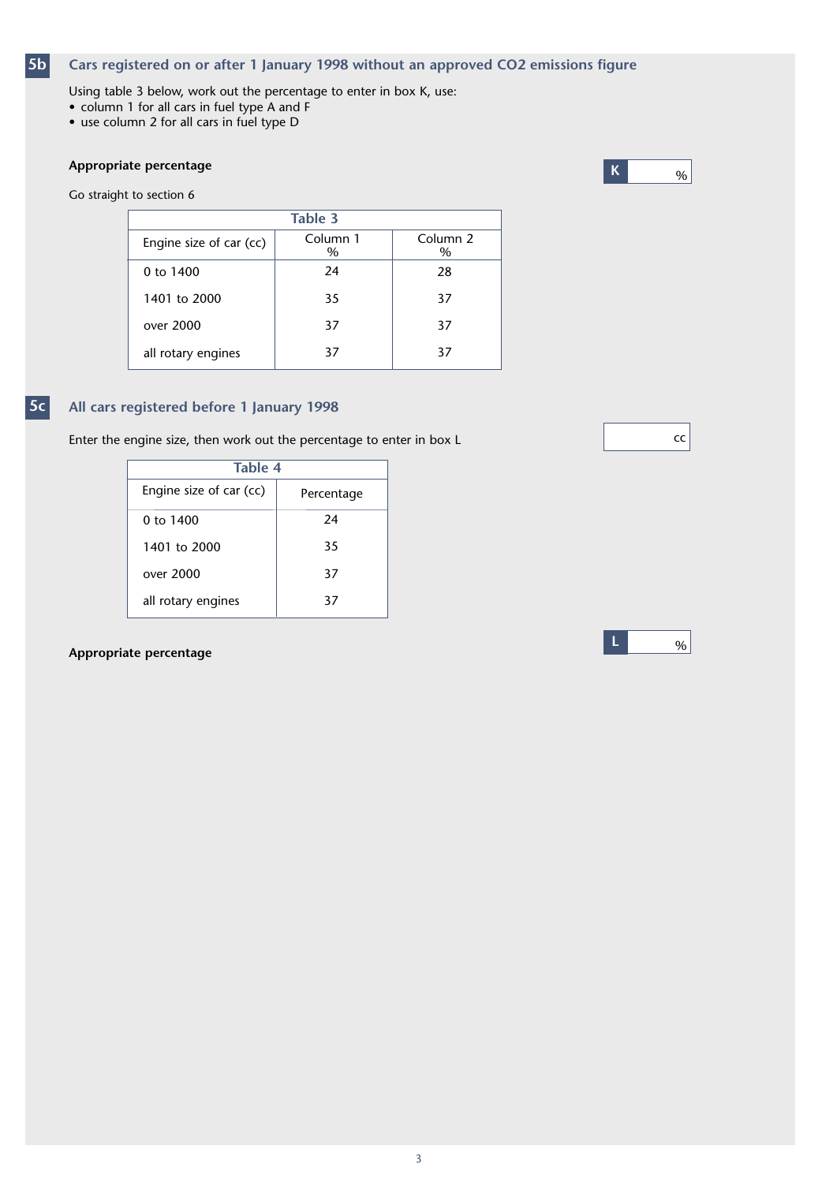## 5b Cars registered on or after 1 January 1998 without an approved CO2 emissions figure

Using table 3 below, work out the percentage to enter in box K, use:

- column 1 for all cars in fuel type A and F
- use column 2 for all cars in fuel type D

**Appropriate percentage**

K ____ %

Go straight to section 6

**Table 3**

| Engine size of car (cc) | Column 1 % | Column 2 % |
|---|---|---|
| 0 to 1400 | 24 | 28 |
| 1401 to 2000 | 35 | 37 |
| over 2000 | 37 | 37 |
| all rotary engines | 37 | 37 |

## 5c All cars registered before 1 January 1998

Enter the engine size, then work out the percentage to enter in box L

____ cc

**Table 4**

| Engine size of car (cc) | Percentage |
|---|---|
| 0 to 1400 | 24 |
| 1401 to 2000 | 35 |
| over 2000 | 37 |
| all rotary engines | 37 |

**Appropriate percentage**

L ____ %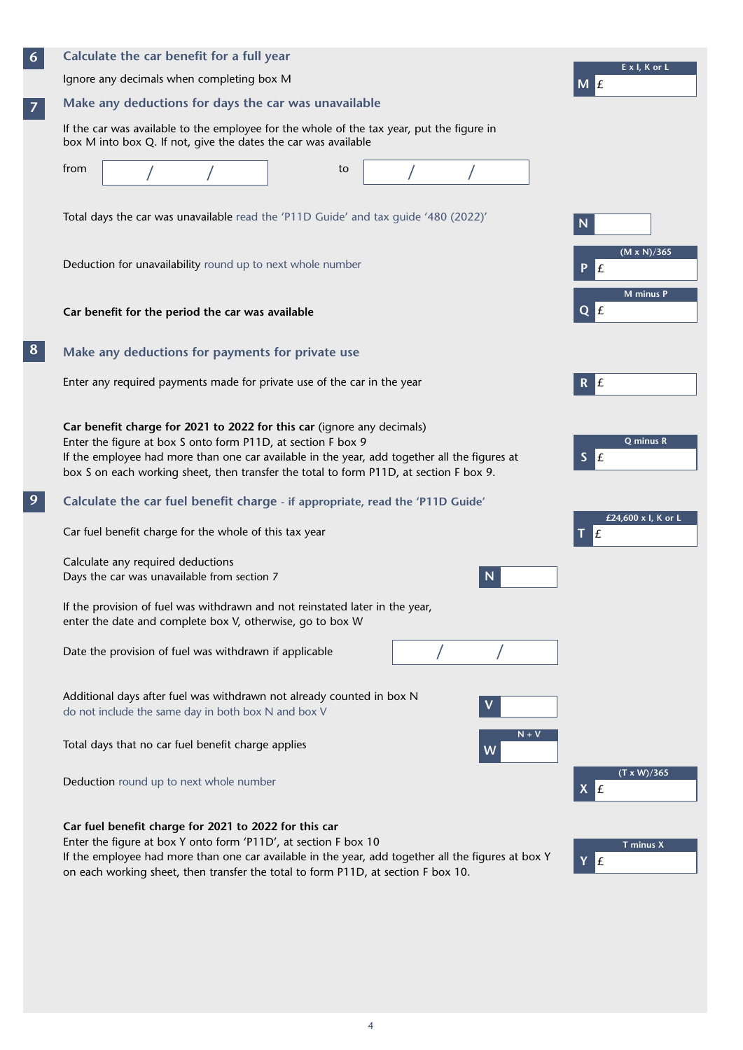## 6 Calculate the car benefit for a full year

Ignore any decimals when completing box M

**M** £ ______ (E x I, K or L)

## 7 Make any deductions for days the car was unavailable

If the car was available to the employee for the whole of the tax year, put the figure in box M into box Q. If not, give the dates the car was available

from ____ / ____ / ____ to ____ / ____ / ____

Total days the car was unavailable read the 'P11D Guide' and tax guide '480 (2022)'

**N** ______

Deduction for unavailability round up to next whole number

**P** £ ______ ((M x N)/365)

**Car benefit for the period the car was available**

**Q** £ ______ (M minus P)

## 8 Make any deductions for payments for private use

Enter any required payments made for private use of the car in the year

**R** £ ______

**Car benefit charge for 2021 to 2022 for this car** (ignore any decimals)
Enter the figure at box S onto form P11D, at section F box 9
If the employee had more than one car available in the year, add together all the figures at box S on each working sheet, then transfer the total to form P11D, at section F box 9.

**S** £ ______ (Q minus R)

## 9 Calculate the car fuel benefit charge - if appropriate, read the 'P11D Guide'

Car fuel benefit charge for the whole of this tax year

**T** £ ______ (£24,600 x I, K or L)

Calculate any required deductions
Days the car was unavailable from section 7

**N** ______

If the provision of fuel was withdrawn and not reinstated later in the year, enter the date and complete box V, otherwise, go to box W

Date the provision of fuel was withdrawn if applicable ____ / ____ / ____

Additional days after fuel was withdrawn not already counted in box N
do not include the same day in both box N and box V

**V** ______

Total days that no car fuel benefit charge applies

**W** ______ (N + V)

Deduction round up to next whole number

**X** £ ______ ((T x W)/365)

**Car fuel benefit charge for 2021 to 2022 for this car**
Enter the figure at box Y onto form 'P11D', at section F box 10
If the employee had more than one car available in the year, add together all the figures at box Y on each working sheet, then transfer the total to form P11D, at section F box 10.

**Y** £ ______ (T minus X)